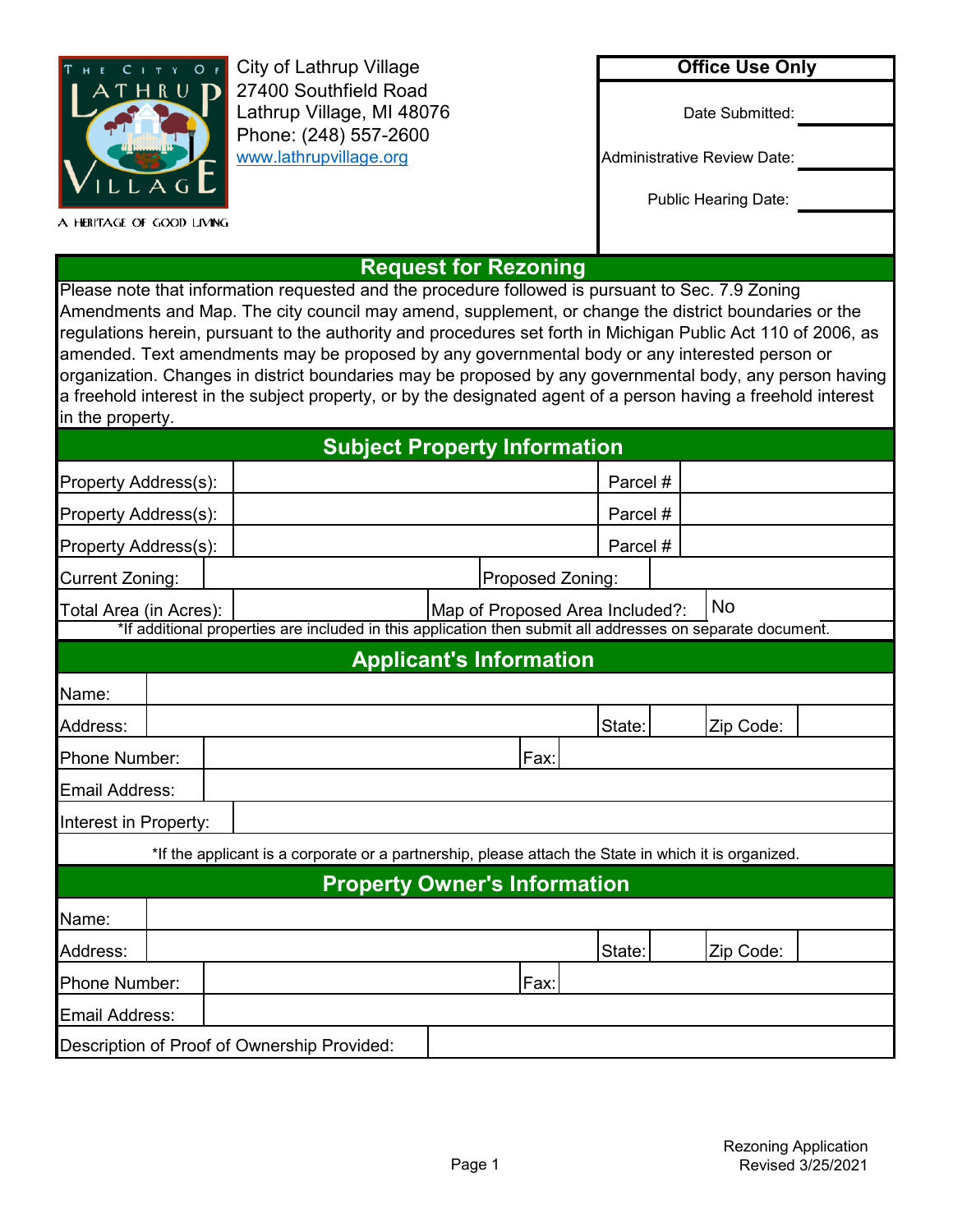City of Lathrup Village
27400 Southfield Road
Lathrup Village, MI 48076
Phone: (248) 557-2600
www.lathrupvillage.org

A HERITAGE OF GOOD LIVING

| Office Use Only | |
|---|---|
| Date Submitted: | |
| Administrative Review Date: | |
| Public Hearing Date: | |

## Request for Rezoning

Please note that information requested and the procedure followed is pursuant to Sec. 7.9 Zoning Amendments and Map. The city council may amend, supplement, or change the district boundaries or the regulations herein, pursuant to the authority and procedures set forth in Michigan Public Act 110 of 2006, as amended. Text amendments may be proposed by any governmental body or any interested person or organization. Changes in district boundaries may be proposed by any governmental body, any person having a freehold interest in the subject property, or by the designated agent of a person having a freehold interest in the property.

## Subject Property Information

| | | | |
|---|---|---|---|
| Property Address(s): | | Parcel # | |
| Property Address(s): | | Parcel # | |
| Property Address(s): | | Parcel # | |
| Current Zoning: | | Proposed Zoning: | |
| Total Area (in Acres): | | Map of Proposed Area Included?: | No |

*If additional properties are included in this application then submit all addresses on separate document.

## Applicant's Information

| | | | | | |
|---|---|---|---|---|---|
| Name: | | | | | |
| Address: | | State: | | Zip Code: | |
| Phone Number: | | Fax: | | | |
| Email Address: | | | | | |
| Interest in Property: | | | | | |

*If the applicant is a corporate or a partnership, please attach the State in which it is organized.

## Property Owner's Information

| | | | | | |
|---|---|---|---|---|---|
| Name: | | | | | |
| Address: | | State: | | Zip Code: | |
| Phone Number: | | Fax: | | | |
| Email Address: | | | | | |
| Description of Proof of Ownership Provided: | | | | | |

Rezoning Application
Revised 3/25/2021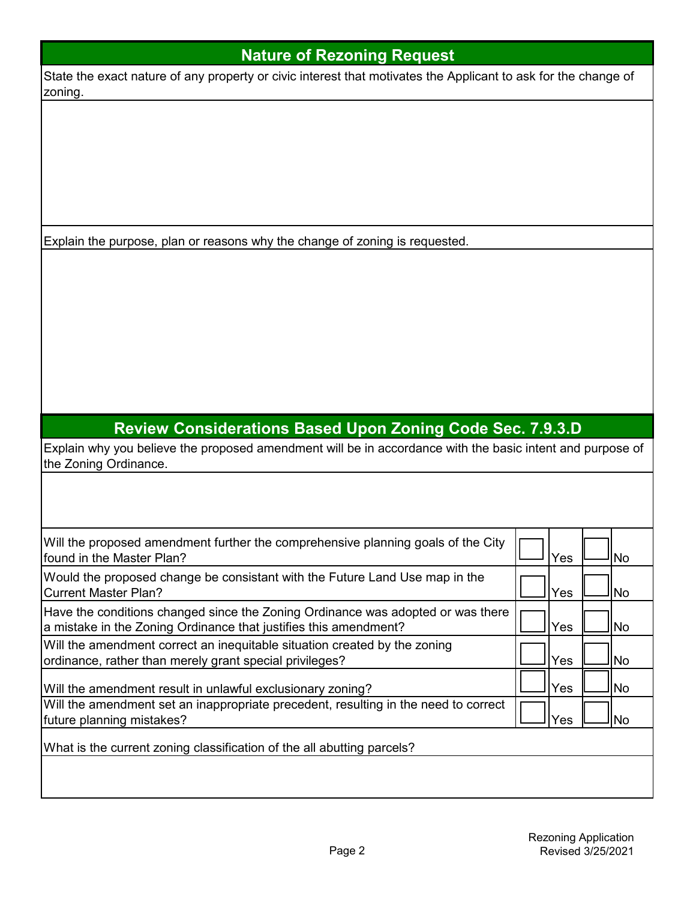## Nature of Rezoning Request

State the exact nature of any property or civic interest that motivates the Applicant to ask for the change of zoning.

Explain the purpose, plan or reasons why the change of zoning is requested.

## Review Considerations Based Upon Zoning Code Sec. 7.9.3.D

Explain why you believe the proposed amendment will be in accordance with the basic intent and purpose of the Zoning Ordinance.

| Question | Yes | No |
|---|---|---|
| Will the proposed amendment further the comprehensive planning goals of the City found in the Master Plan? | ☐ Yes | ☐ No |
| Would the proposed change be consistant with the Future Land Use map in the Current Master Plan? | ☐ Yes | ☐ No |
| Have the conditions changed since the Zoning Ordinance was adopted or was there a mistake in the Zoning Ordinance that justifies this amendment? | ☐ Yes | ☐ No |
| Will the amendment correct an inequitable situation created by the zoning ordinance, rather than merely grant special privileges? | ☐ Yes | ☐ No |
| Will the amendment result in unlawful exclusionary zoning? | ☐ Yes | ☐ No |
| Will the amendment set an inappropriate precedent, resulting in the need to correct future planning mistakes? | ☐ Yes | ☐ No |

What is the current zoning classification of the all abutting parcels?

Rezoning Application
Revised 3/25/2021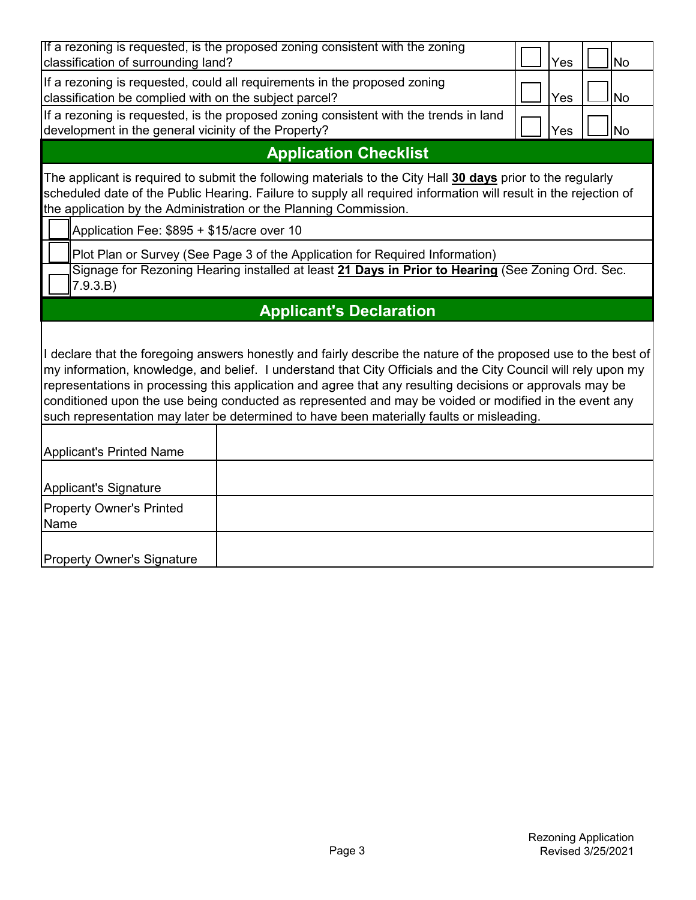| | | |
|---|---|---|
| If a rezoning is requested, is the proposed zoning consistent with the zoning classification of surrounding land? | ☐ Yes | ☐ No |
| If a rezoning is requested, could all requirements in the proposed zoning classification be complied with on the subject parcel? | ☐ Yes | ☐ No |
| If a rezoning is requested, is the proposed zoning consistent with the trends in land development in the general vicinity of the Property? | ☐ Yes | ☐ No |

## Application Checklist

The applicant is required to submit the following materials to the City Hall **30 days** prior to the regularly scheduled date of the Public Hearing. Failure to supply all required information will result in the rejection of the application by the Administration or the Planning Commission.

- ☐ Application Fee: $895 + $15/acre over 10
- ☐ Plot Plan or Survey (See Page 3 of the Application for Required Information)
- ☐ Signage for Rezoning Hearing installed at least **21 Days in Prior to Hearing** (See Zoning Ord. Sec. 7.9.3.B)

## Applicant's Declaration

I declare that the foregoing answers honestly and fairly describe the nature of the proposed use to the best of my information, knowledge, and belief. I understand that City Officials and the City Council will rely upon my representations in processing this application and agree that any resulting decisions or approvals may be conditioned upon the use being conducted as represented and may be voided or modified in the event any such representation may later be determined to have been materially faults or misleading.

| | |
|---|---|
| Applicant's Printed Name | |
| Applicant's Signature | |
| Property Owner's Printed Name | |
| Property Owner's Signature | |

Rezoning Application
Revised 3/25/2021